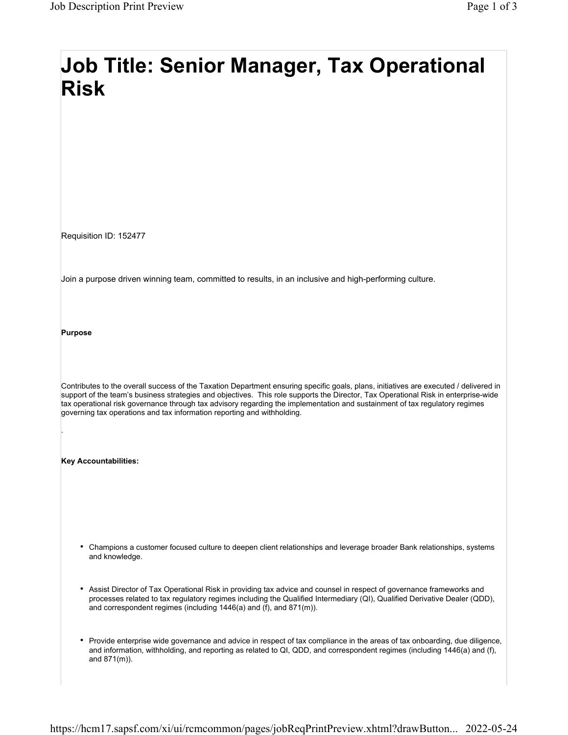# Job Title: Senior Manager, Tax Operational Risk

Requisition ID: 152477

Join a purpose driven winning team, committed to results, in an inclusive and high-performing culture.

**Purpose**

Contributes to the overall success of the Taxation Department ensuring specific goals, plans, initiatives are executed / delivered in support of the team's business strategies and objectives. This role supports the Director, Tax Operational Risk in enterprise-wide tax operational risk governance through tax advisory regarding the implementation and sustainment of tax regulatory regimes governing tax operations and tax information reporting and withholding.

.

**Key Accountabilities:**

- Champions a customer focused culture to deepen client relationships and leverage broader Bank relationships, systems and knowledge.
- Assist Director of Tax Operational Risk in providing tax advice and counsel in respect of governance frameworks and processes related to tax regulatory regimes including the Qualified Intermediary (QI), Qualified Derivative Dealer (QDD), and correspondent regimes (including 1446(a) and (f), and 871(m)).
- Provide enterprise wide governance and advice in respect of tax compliance in the areas of tax onboarding, due diligence, and information, withholding, and reporting as related to QI, QDD, and correspondent regimes (including 1446(a) and (f), and 871(m)).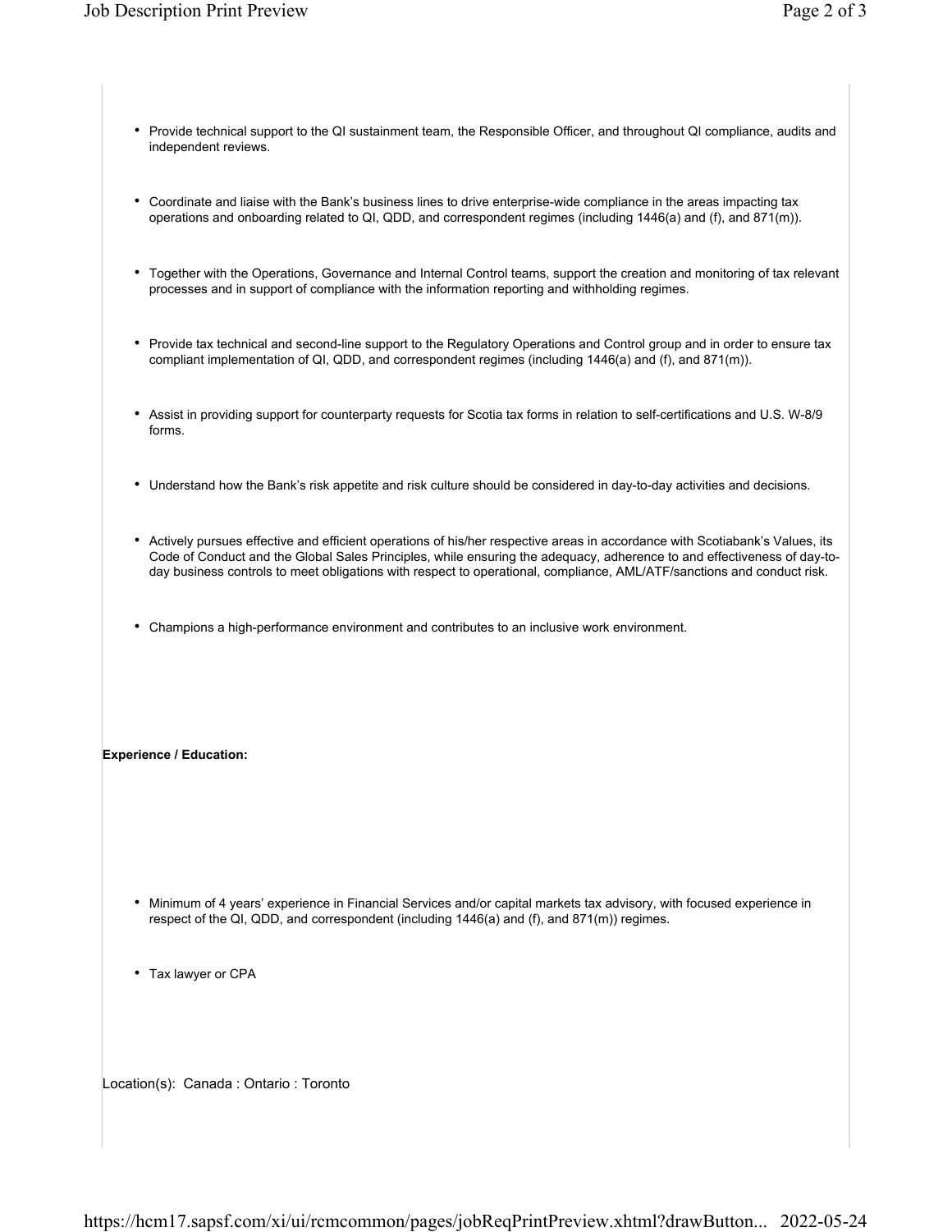- Provide technical support to the QI sustainment team, the Responsible Officer, and throughout QI compliance, audits and independent reviews.
- Coordinate and liaise with the Bank's business lines to drive enterprise-wide compliance in the areas impacting tax operations and onboarding related to QI, QDD, and correspondent regimes (including 1446(a) and (f), and 871(m)).
- Together with the Operations, Governance and Internal Control teams, support the creation and monitoring of tax relevant processes and in support of compliance with the information reporting and withholding regimes.
- Provide tax technical and second-line support to the Regulatory Operations and Control group and in order to ensure tax compliant implementation of QI, QDD, and correspondent regimes (including 1446(a) and (f), and 871(m)).
- Assist in providing support for counterparty requests for Scotia tax forms in relation to self-certifications and U.S. W-8/9 forms.
- Understand how the Bank's risk appetite and risk culture should be considered in day-to-day activities and decisions.
- Actively pursues effective and efficient operations of his/her respective areas in accordance with Scotiabank's Values, its Code of Conduct and the Global Sales Principles, while ensuring the adequacy, adherence to and effectiveness of day-to-day business controls to meet obligations with respect to operational, compliance, AML/ATF/sanctions and conduct risk.
- Champions a high-performance environment and contributes to an inclusive work environment.

**Experience / Education:**

- Minimum of 4 years' experience in Financial Services and/or capital markets tax advisory, with focused experience in respect of the QI, QDD, and correspondent (including 1446(a) and (f), and 871(m)) regimes.
- Tax lawyer or CPA

Location(s): Canada : Ontario : Toronto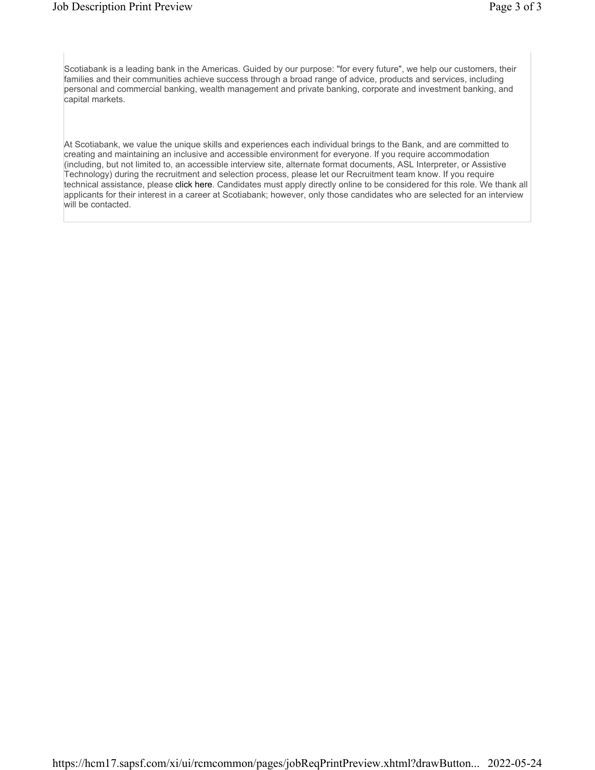Scotiabank is a leading bank in the Americas. Guided by our purpose: "for every future", we help our customers, their families and their communities achieve success through a broad range of advice, products and services, including personal and commercial banking, wealth management and private banking, corporate and investment banking, and capital markets.

At Scotiabank, we value the unique skills and experiences each individual brings to the Bank, and are committed to creating and maintaining an inclusive and accessible environment for everyone. If you require accommodation (including, but not limited to, an accessible interview site, alternate format documents, ASL Interpreter, or Assistive Technology) during the recruitment and selection process, please let our Recruitment team know. If you require technical assistance, please click here. Candidates must apply directly online to be considered for this role. We thank all applicants for their interest in a career at Scotiabank; however, only those candidates who are selected for an interview will be contacted.